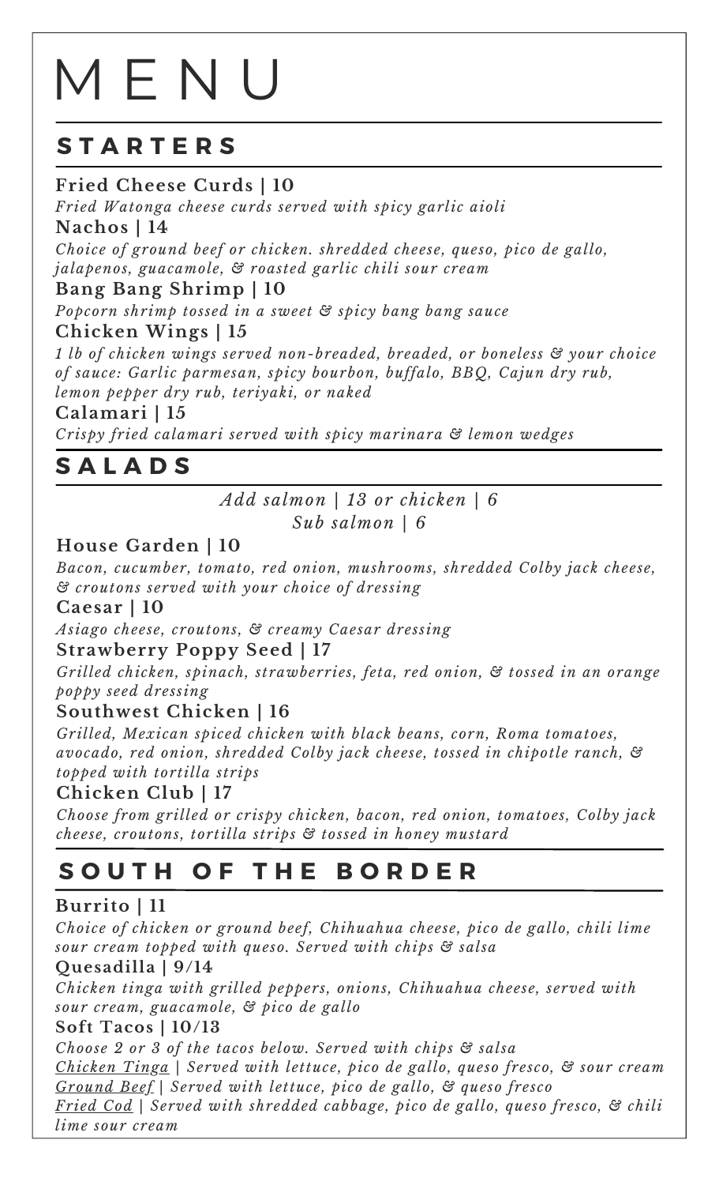# MENU

## STARTERS

**Fried Cheese Curds | 10**
*Fried Watonga cheese curds served with spicy garlic aioli*

**Nachos | 14**
*Choice of ground beef or chicken. shredded cheese, queso, pico de gallo, jalapenos, guacamole, & roasted garlic chili sour cream*

**Bang Bang Shrimp | 10**
*Popcorn shrimp tossed in a sweet & spicy bang bang sauce*

**Chicken Wings | 15**
*1 lb of chicken wings served non-breaded, breaded, or boneless & your choice of sauce: Garlic parmesan, spicy bourbon, buffalo, BBQ, Cajun dry rub, lemon pepper dry rub, teriyaki, or naked*

**Calamari | 15**
*Crispy fried calamari served with spicy marinara & lemon wedges*

## SALADS

*Add salmon | 13 or chicken | 6*
*Sub salmon | 6*

**House Garden | 10**
*Bacon, cucumber, tomato, red onion, mushrooms, shredded Colby jack cheese, & croutons served with your choice of dressing*

**Caesar | 10**
*Asiago cheese, croutons, & creamy Caesar dressing*

**Strawberry Poppy Seed | 17**
*Grilled chicken, spinach, strawberries, feta, red onion, & tossed in an orange poppy seed dressing*

**Southwest Chicken | 16**
*Grilled, Mexican spiced chicken with black beans, corn, Roma tomatoes, avocado, red onion, shredded Colby jack cheese, tossed in chipotle ranch, & topped with tortilla strips*

**Chicken Club | 17**
*Choose from grilled or crispy chicken, bacon, red onion, tomatoes, Colby jack cheese, croutons, tortilla strips & tossed in honey mustard*

## SOUTH OF THE BORDER

**Burrito | 11**
*Choice of chicken or ground beef, Chihuahua cheese, pico de gallo, chili lime sour cream topped with queso. Served with chips & salsa*

**Quesadilla | 9/14**
*Chicken tinga with grilled peppers, onions, Chihuahua cheese, served with sour cream, guacamole, & pico de gallo*

**Soft Tacos | 10/13**
*Choose 2 or 3 of the tacos below. Served with chips & salsa*
*Chicken Tinga | Served with lettuce, pico de gallo, queso fresco, & sour cream*
*Ground Beef | Served with lettuce, pico de gallo, & queso fresco*
*Fried Cod | Served with shredded cabbage, pico de gallo, queso fresco, & chili lime sour cream*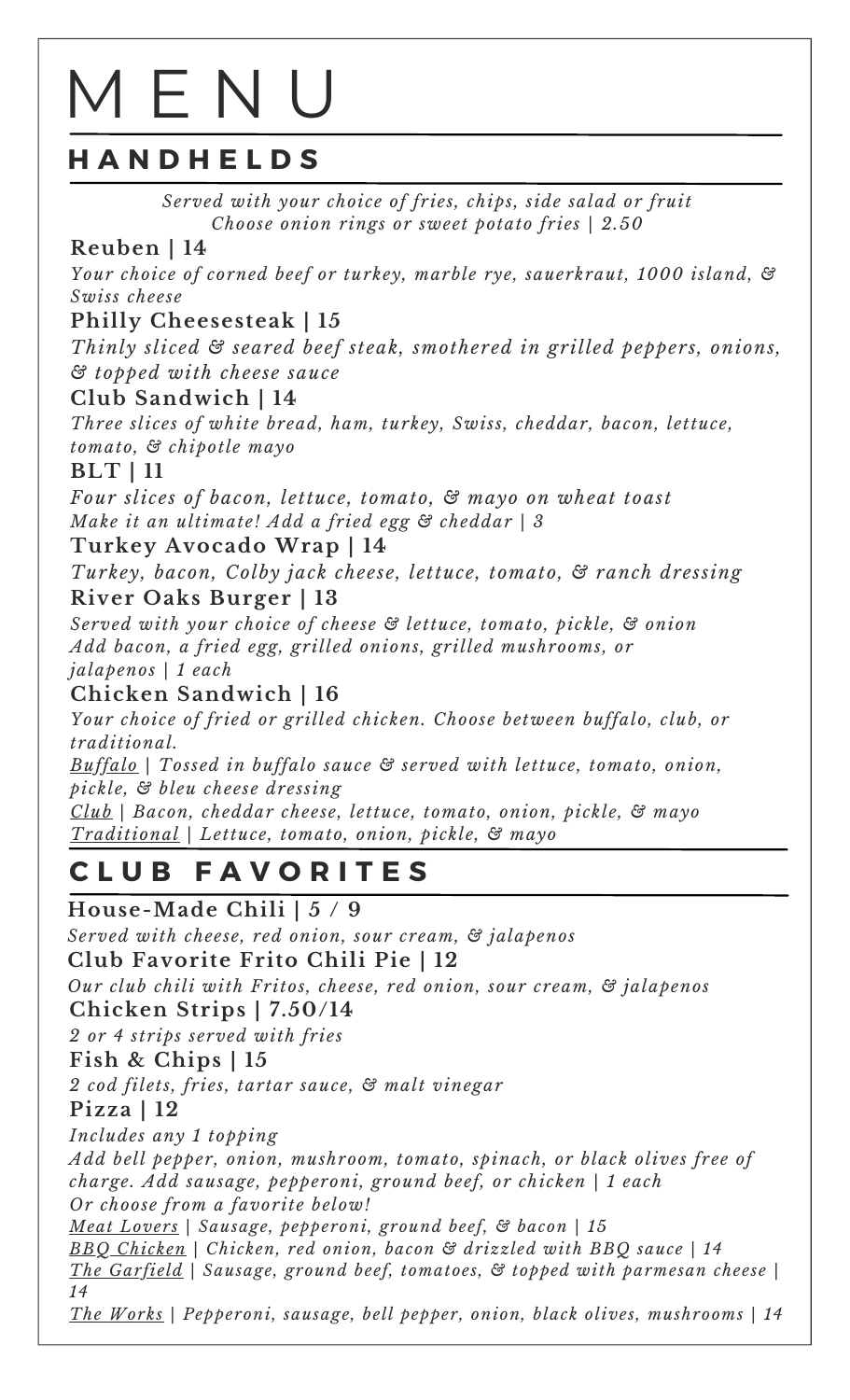# MENU

## HANDHELDS

*Served with your choice of fries, chips, side salad or fruit*
*Choose onion rings or sweet potato fries | 2.50*

**Reuben | 14**
*Your choice of corned beef or turkey, marble rye, sauerkraut, 1000 island, & Swiss cheese*

**Philly Cheesesteak | 15**
*Thinly sliced & seared beef steak, smothered in grilled peppers, onions, & topped with cheese sauce*

**Club Sandwich | 14**
*Three slices of white bread, ham, turkey, Swiss, cheddar, bacon, lettuce, tomato, & chipotle mayo*

**BLT | 11**
*Four slices of bacon, lettuce, tomato, & mayo on wheat toast*
*Make it an ultimate! Add a fried egg & cheddar | 3*

**Turkey Avocado Wrap | 14**
*Turkey, bacon, Colby jack cheese, lettuce, tomato, & ranch dressing*

**River Oaks Burger | 13**
*Served with your choice of cheese & lettuce, tomato, pickle, & onion*
*Add bacon, a fried egg, grilled onions, grilled mushrooms, or jalapenos | 1 each*

**Chicken Sandwich | 16**
*Your choice of fried or grilled chicken. Choose between buffalo, club, or traditional.*
*Buffalo | Tossed in buffalo sauce & served with lettuce, tomato, onion, pickle, & bleu cheese dressing*
*Club | Bacon, cheddar cheese, lettuce, tomato, onion, pickle, & mayo*
*Traditional | Lettuce, tomato, onion, pickle, & mayo*

## CLUB FAVORITES

**House-Made Chili | 5 / 9**
*Served with cheese, red onion, sour cream, & jalapenos*

**Club Favorite Frito Chili Pie | 12**
*Our club chili with Fritos, cheese, red onion, sour cream, & jalapenos*

**Chicken Strips | 7.50/14**
*2 or 4 strips served with fries*

**Fish & Chips | 15**
*2 cod filets, fries, tartar sauce, & malt vinegar*

**Pizza | 12**
*Includes any 1 topping*
*Add bell pepper, onion, mushroom, tomato, spinach, or black olives free of charge. Add sausage, pepperoni, ground beef, or chicken | 1 each*
*Or choose from a favorite below!*
*Meat Lovers | Sausage, pepperoni, ground beef, & bacon | 15*
*BBQ Chicken | Chicken, red onion, bacon & drizzled with BBQ sauce | 14*
*The Garfield | Sausage, ground beef, tomatoes, & topped with parmesan cheese | 14*
*The Works | Pepperoni, sausage, bell pepper, onion, black olives, mushrooms | 14*